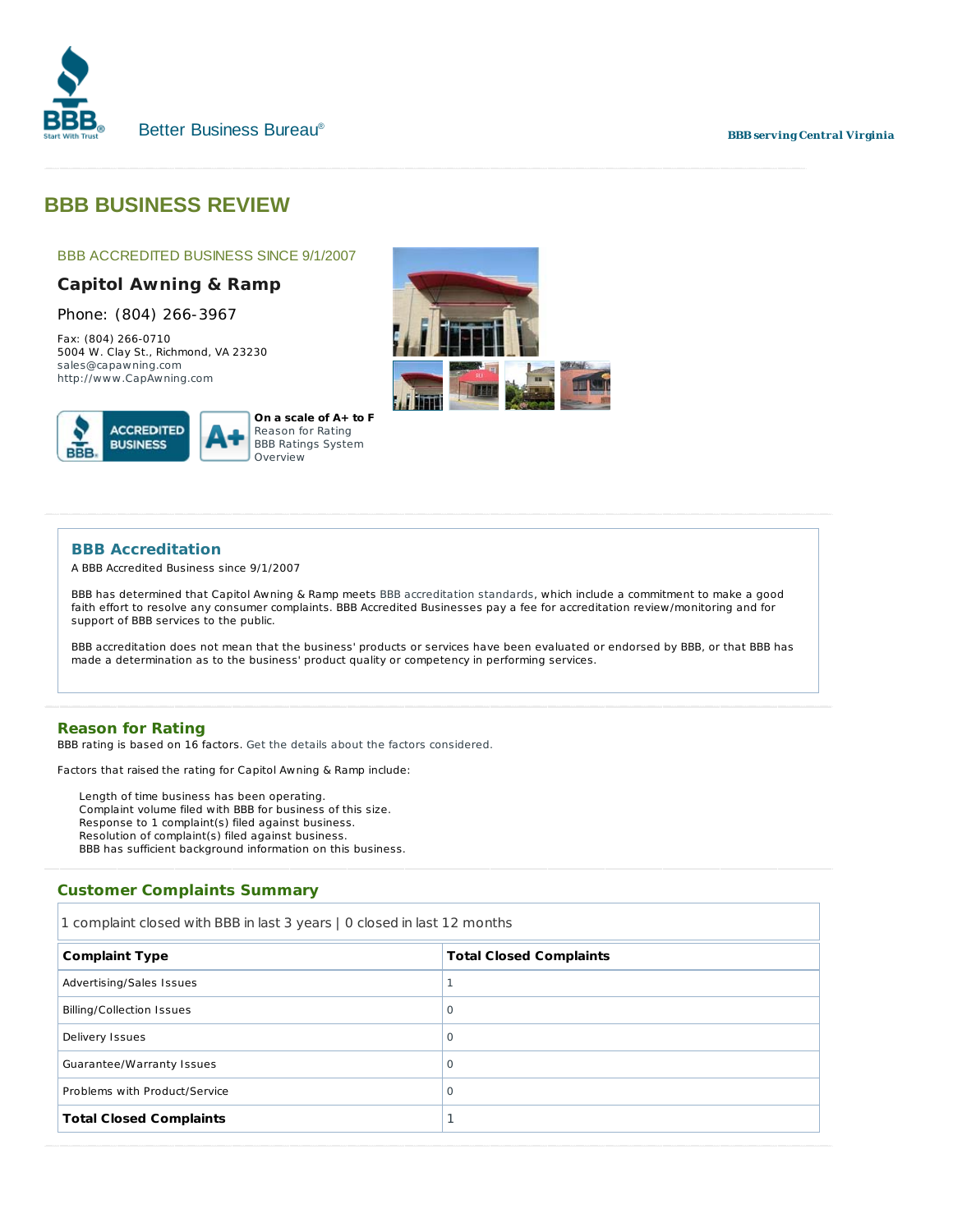Better Business Bureau®

BBB serving Central Virginia

# BBB BUSINESS REVIEW

BBB ACCREDITED BUSINESS SINCE 9/1/2007

## Capitol Awning & Ramp

Phone: (804) 266-3967

Fax: (804) 266-0710
5004 W. Clay St., Richmond, VA 23230
sales@capawning.com
http://www.CapAwning.com

ACCREDITED BUSINESS

A+

**On a scale of A+ to F**
Reason for Rating
BBB Ratings System Overview

### BBB Accreditation

A BBB Accredited Business since 9/1/2007

BBB has determined that Capitol Awning & Ramp meets BBB accreditation standards, which include a commitment to make a good faith effort to resolve any consumer complaints. BBB Accredited Businesses pay a fee for accreditation review/monitoring and for support of BBB services to the public.

BBB accreditation does not mean that the business' products or services have been evaluated or endorsed by BBB, or that BBB has made a determination as to the business' product quality or competency in performing services.

### Reason for Rating

BBB rating is based on 16 factors. Get the details about the factors considered.

Factors that raised the rating for Capitol Awning & Ramp include:

- Length of time business has been operating.
- Complaint volume filed with BBB for business of this size.
- Response to 1 complaint(s) filed against business.
- Resolution of complaint(s) filed against business.
- BBB has sufficient background information on this business.

### Customer Complaints Summary

1 complaint closed with BBB in last 3 years | 0 closed in last 12 months

| Complaint Type | Total Closed Complaints |
|---|---|
| Advertising/Sales Issues | 1 |
| Billing/Collection Issues | 0 |
| Delivery Issues | 0 |
| Guarantee/Warranty Issues | 0 |
| Problems with Product/Service | 0 |
| **Total Closed Complaints** | 1 |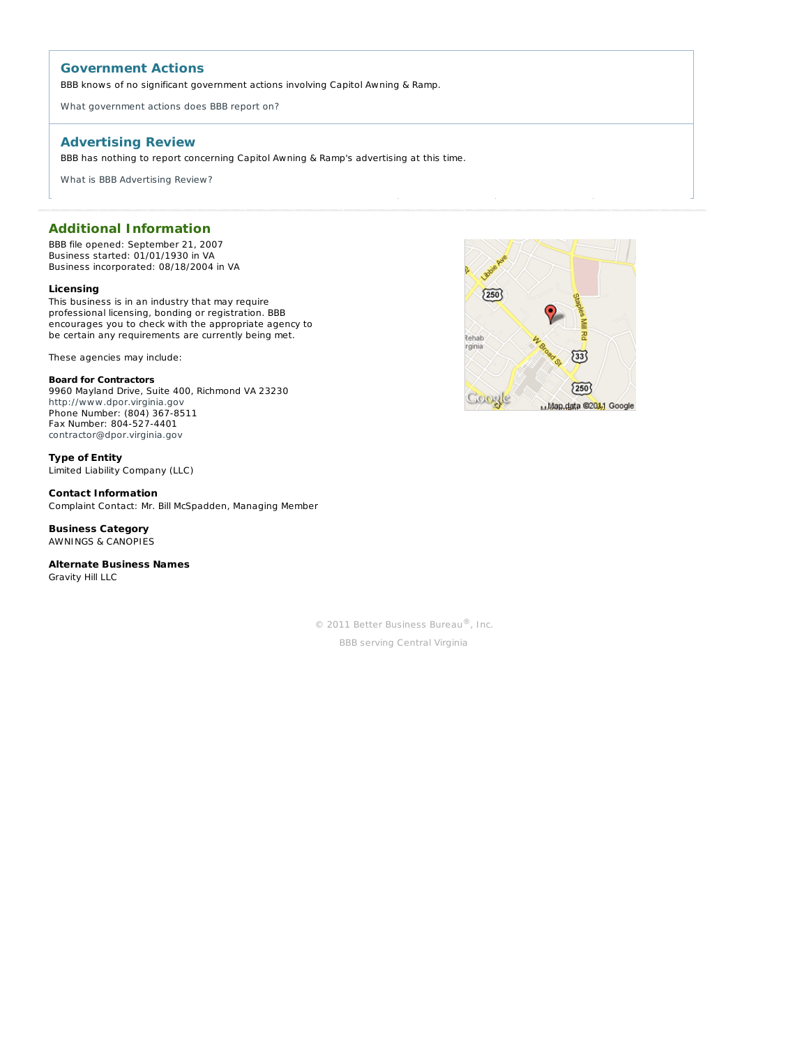## Government Actions

BBB knows of no significant government actions involving Capitol Awning & Ramp.

What government actions does BBB report on?

## Advertising Review

BBB has nothing to report concerning Capitol Awning & Ramp's advertising at this time.

What is BBB Advertising Review?

## Additional Information

BBB file opened: September 21, 2007
Business started: 01/01/1930 in VA
Business incorporated: 08/18/2004 in VA

**Licensing**

This business is in an industry that may require professional licensing, bonding or registration. BBB encourages you to check with the appropriate agency to be certain any requirements are currently being met.

These agencies may include:

**Board for Contractors**
9960 Mayland Drive, Suite 400, Richmond VA 23230
http://www.dpor.virginia.gov
Phone Number: (804) 367-8511
Fax Number: 804-527-4401
contractor@dpor.virginia.gov

**Type of Entity**
Limited Liability Company (LLC)

**Contact Information**
Complaint Contact: Mr. Bill McSpadden, Managing Member

**Business Category**
AWNINGS & CANOPIES

**Alternate Business Names**
Gravity Hill LLC

© 2011 Better Business Bureau®, Inc.

BBB serving Central Virginia